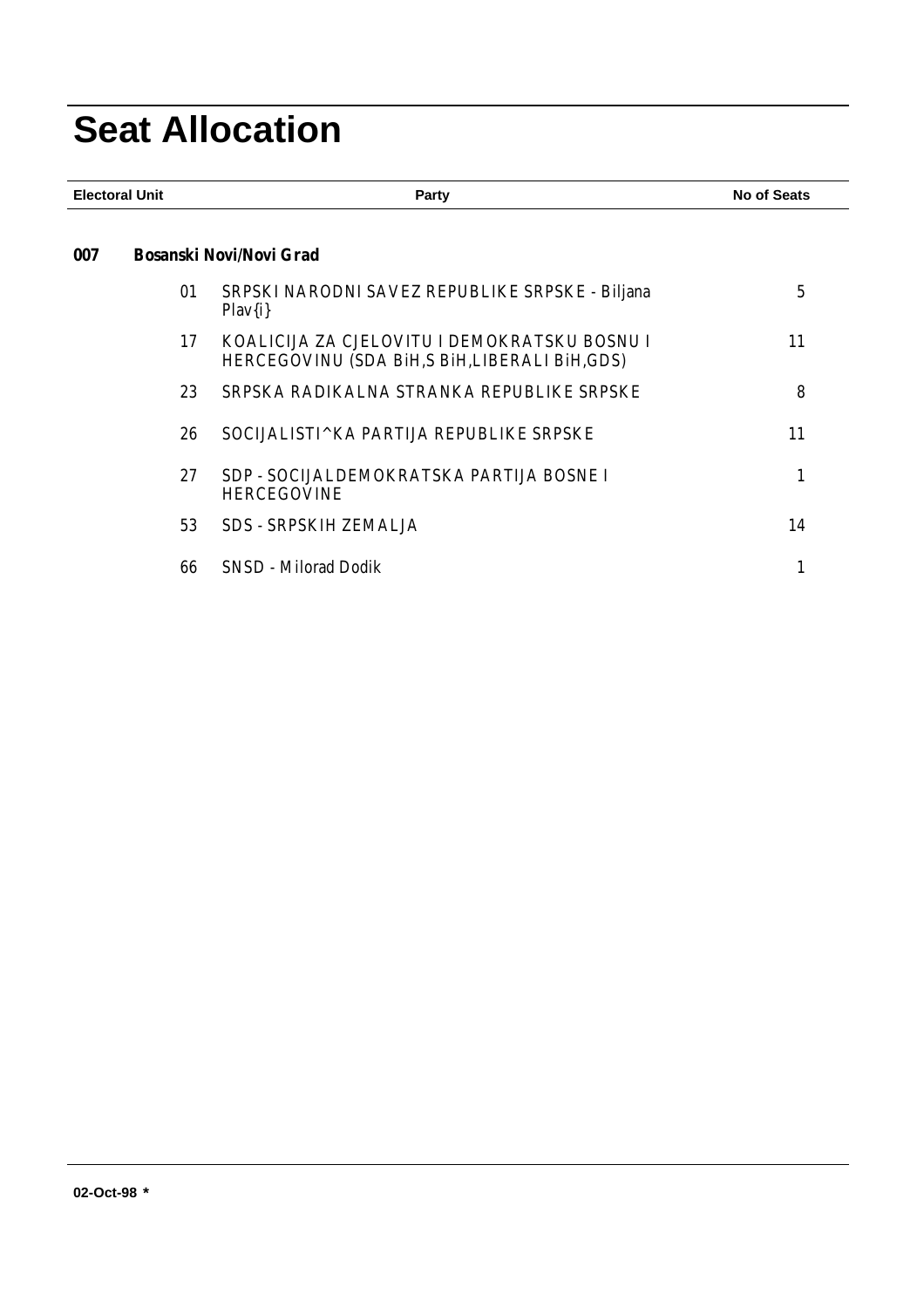# Seat Allocation

| Electoral Unit | | Party | No of Seats |
|---|---|---|---|
| **007** | **Bosanski Novi/Novi Grad** | | |
| | 01 | SRPSKI NARODNI SAVEZ REPUBLIKE SRPSKE - Biljana Plav{i} | 5 |
| | 17 | KOALICIJA ZA CJELOVITU I DEMOKRATSKU BOSNU I HERCEGOVINU (SDA BiH,S BiH,LIBERALI BiH,GDS) | 11 |
| | 23 | SRPSKA RADIKALNA STRANKA REPUBLIKE SRPSKE | 8 |
| | 26 | SOCIJALISTI^KA PARTIJA REPUBLIKE SRPSKE | 11 |
| | 27 | SDP - SOCIJALDEMOKRATSKA PARTIJA BOSNE I HERCEGOVINE | 1 |
| | 53 | SDS - SRPSKIH ZEMALJA | 14 |
| | 66 | SNSD - Milorad Dodik | 1 |

02-Oct-98 *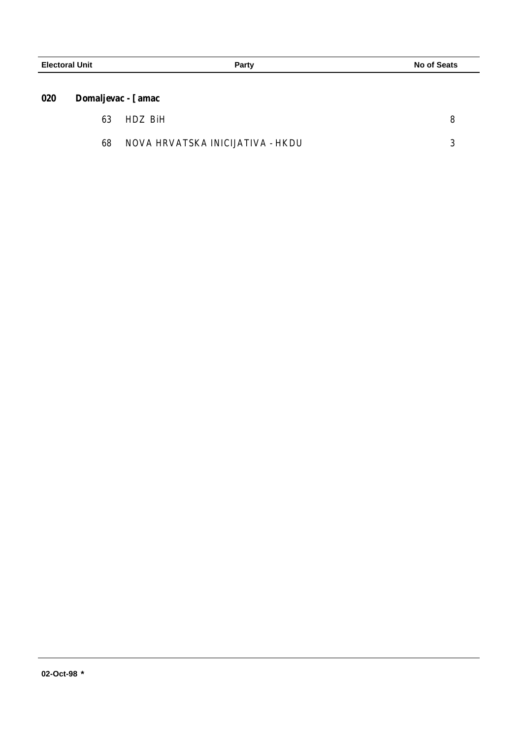| Electoral Unit | | Party | No of Seats |
|---|---|---|---|
| 020 | Domaljevac - [ amac | | |
| | 63 | HDZ BiH | 8 |
| | 68 | NOVA HRVATSKA INICIJATIVA - HKDU | 3 |

02-Oct-98 *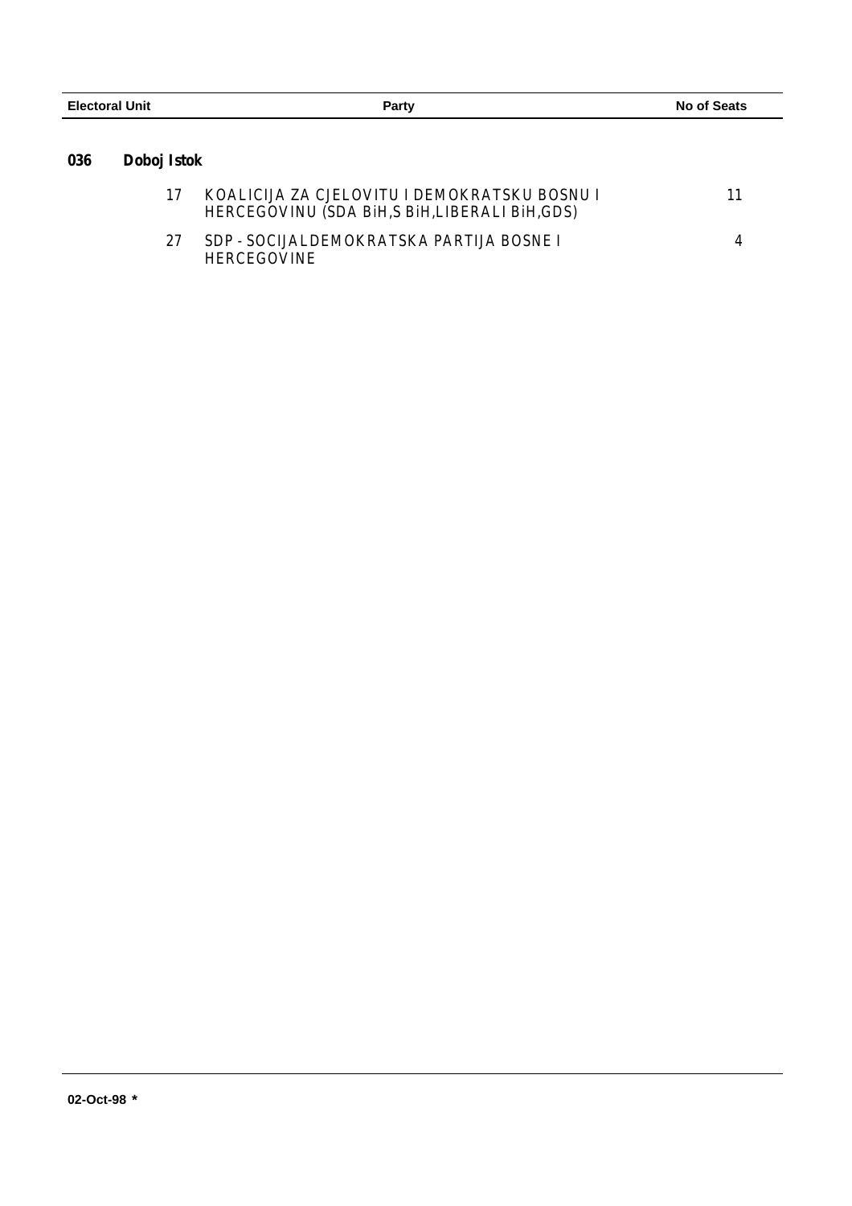| Electoral Unit | | Party | No of Seats |
|---|---|---|---|
| **036** | **Doboj Istok** | | |
| | 17 | KOALICIJA ZA CJELOVITU I DEMOKRATSKU BOSNU I HERCEGOVINU (SDA BiH,S BiH,LIBERALI BiH,GDS) | 11 |
| | 27 | SDP - SOCIJALDEMOKRATSKA PARTIJA BOSNE I HERCEGOVINE | 4 |

02-Oct-98 *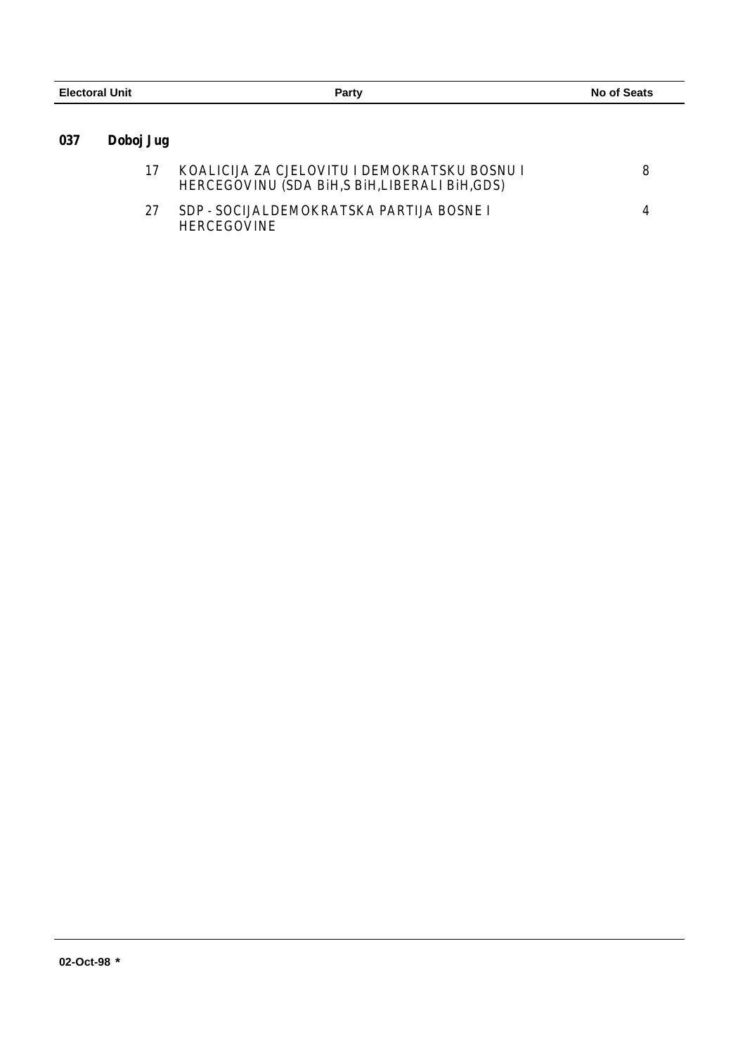| Electoral Unit | | Party | No of Seats |
|---|---|---|---|
| **037** | **Doboj Jug** | | |
| | 17 | KOALICIJA ZA CJELOVITU I DEMOKRATSKU BOSNU I HERCEGOVINU (SDA BiH,S BiH,LIBERALI BiH,GDS) | 8 |
| | 27 | SDP - SOCIJALDEMOKRATSKA PARTIJA BOSNE I HERCEGOVINE | 4 |

02-Oct-98 *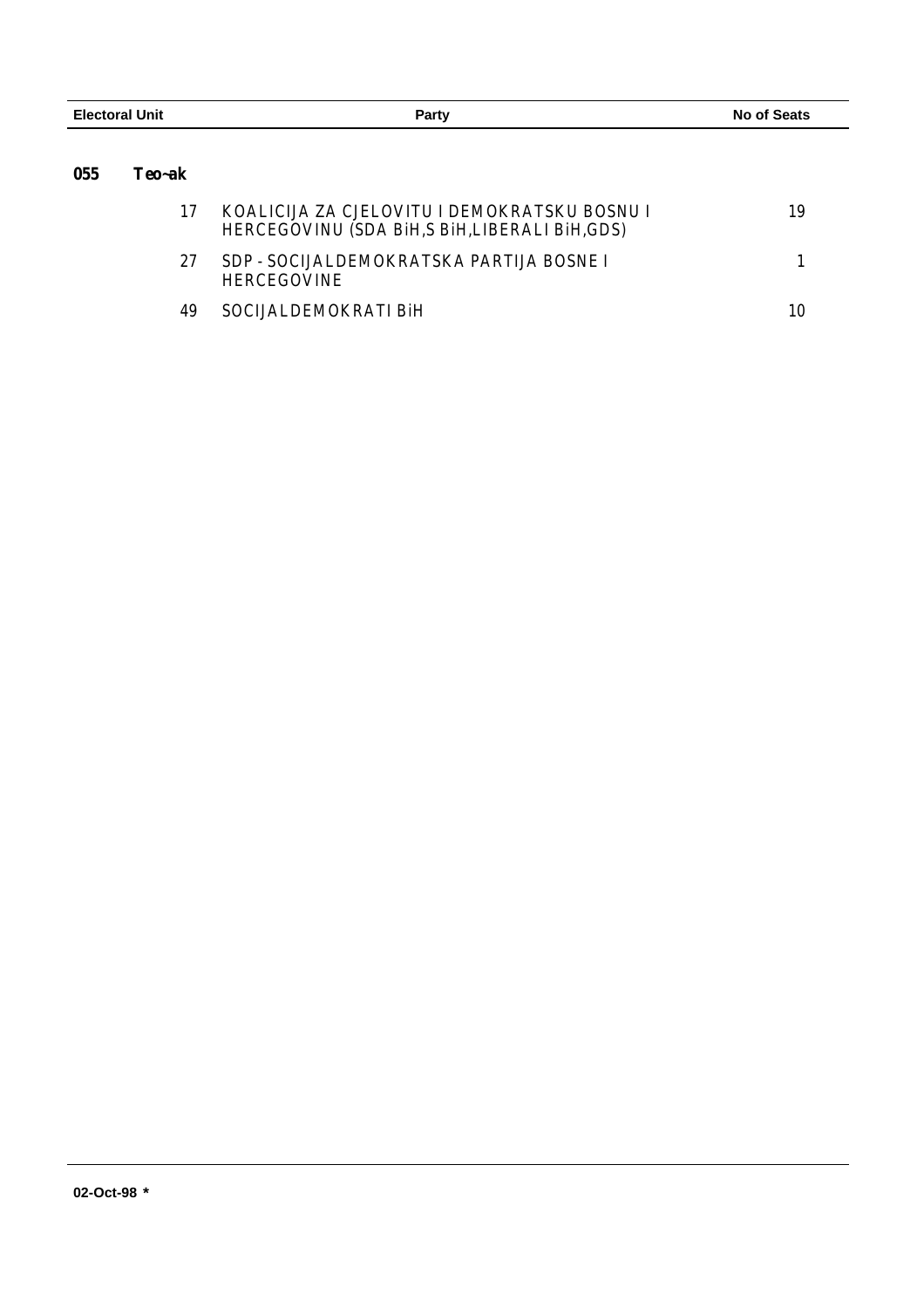| Electoral Unit | | Party | No of Seats |
|---|---|---|---|
| **055** | **Teo~ak** | | |
| | 17 | KOALICIJA ZA CJELOVITU I DEMOKRATSKU BOSNU I HERCEGOVINU (SDA BiH,S BiH,LIBERALI BiH,GDS) | 19 |
| | 27 | SDP - SOCIJALDEMOKRATSKA PARTIJA BOSNE I HERCEGOVINE | 1 |
| | 49 | SOCIJALDEMOKRATI BiH | 10 |

02-Oct-98 *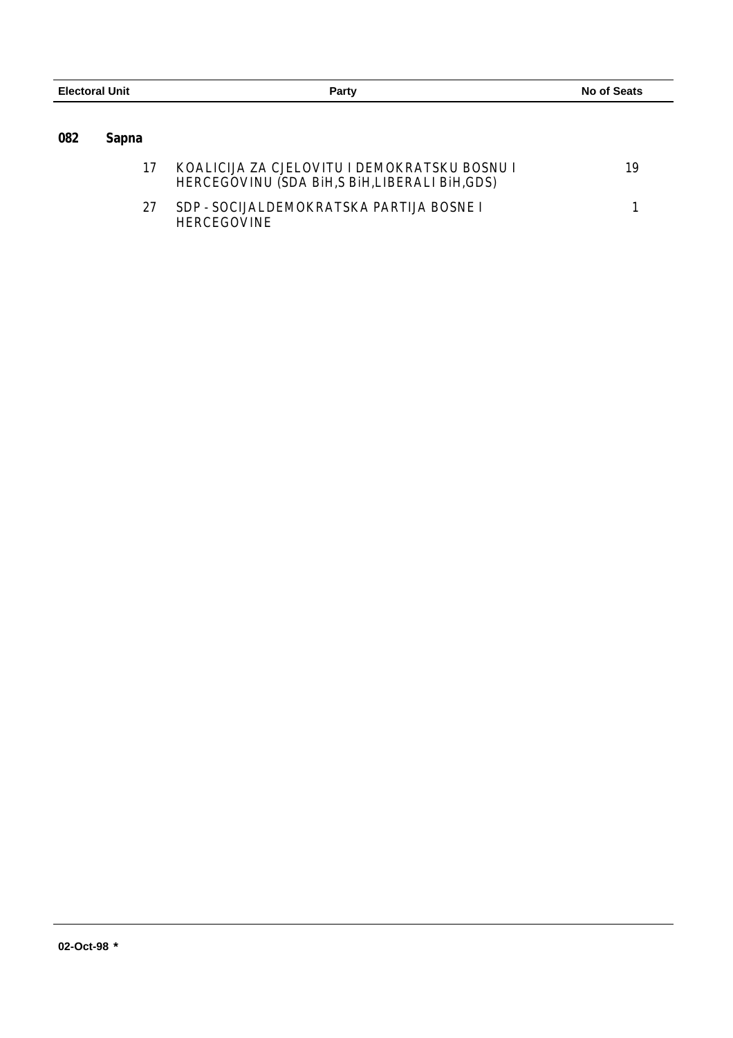| Electoral Unit | | Party | No of Seats |
|---|---|---|---|
| **082** | **Sapna** | | |
| | 17 | KOALICIJA ZA CJELOVITU I DEMOKRATSKU BOSNU I HERCEGOVINU (SDA BiH,S BiH,LIBERALI BiH,GDS) | 19 |
| | 27 | SDP - SOCIJALDEMOKRATSKA PARTIJA BOSNE I HERCEGOVINE | 1 |

02-Oct-98 *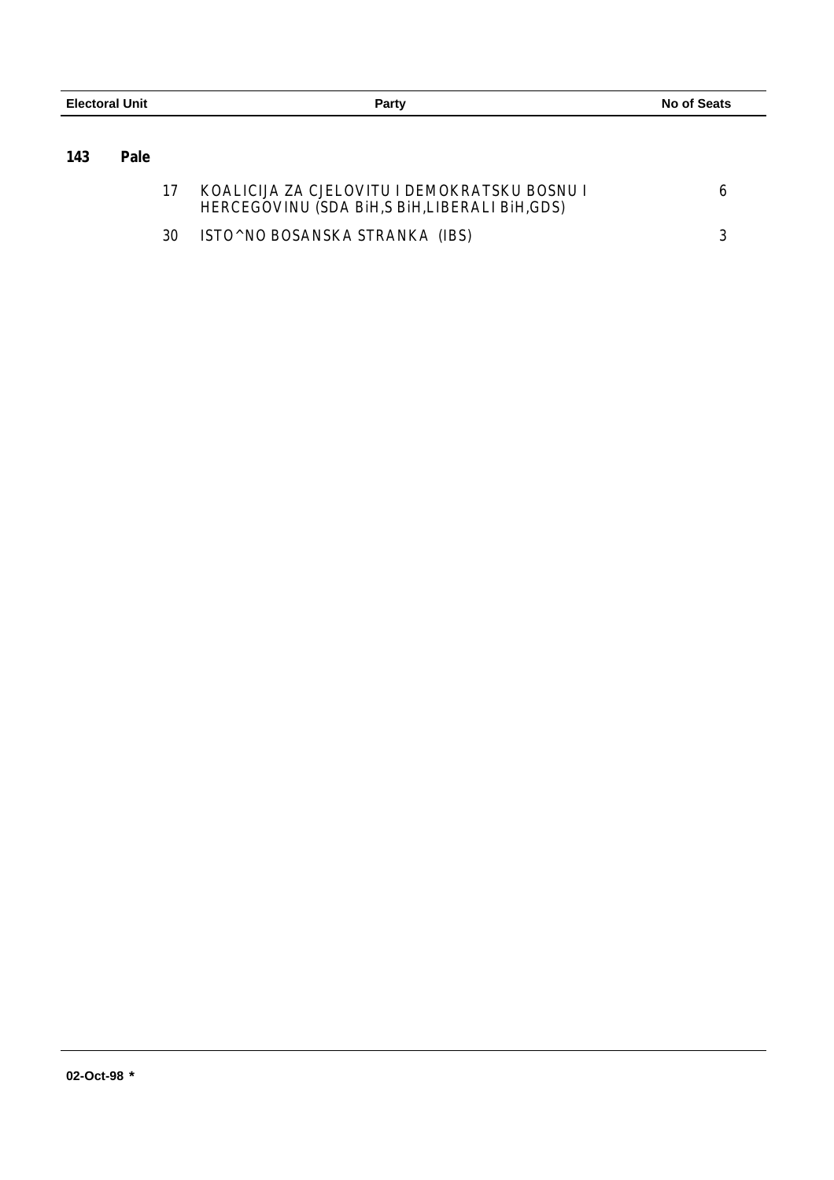| Electoral Unit | | Party | No of Seats |
|---|---|---|---|
| **143** | **Pale** | | |
| | 17 | KOALICIJA ZA CJELOVITU I DEMOKRATSKU BOSNU I HERCEGOVINU (SDA BiH,S BiH,LIBERALI BiH,GDS) | 6 |
| | 30 | ISTO^NO BOSANSKA STRANKA (IBS) | 3 |

02-Oct-98 *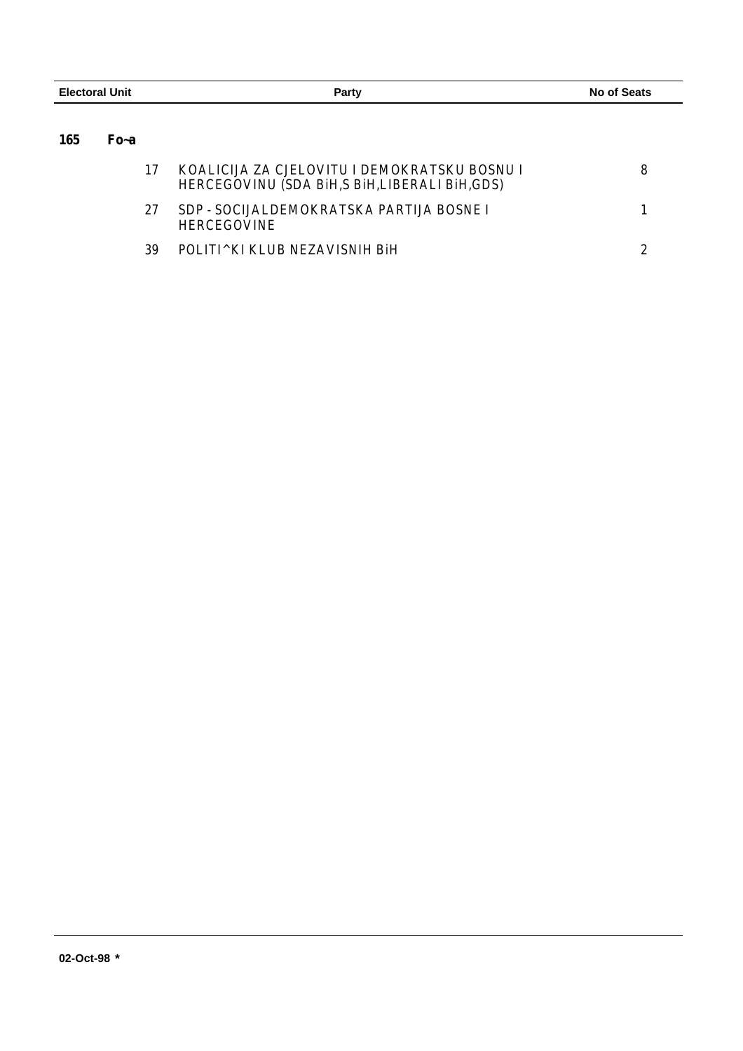| Electoral Unit | | Party | No of Seats |
|---|---|---|---|
| **165** | **Fo~a** | | |
| | 17 | KOALICIJA ZA CJELOVITU I DEMOKRATSKU BOSNU I HERCEGOVINU (SDA BiH,S BiH,LIBERALI BiH,GDS) | 8 |
| | 27 | SDP - SOCIJALDEMOKRATSKA PARTIJA BOSNE I HERCEGOVINE | 1 |
| | 39 | POLITI^KI KLUB NEZAVISNIH BiH | 2 |

02-Oct-98 *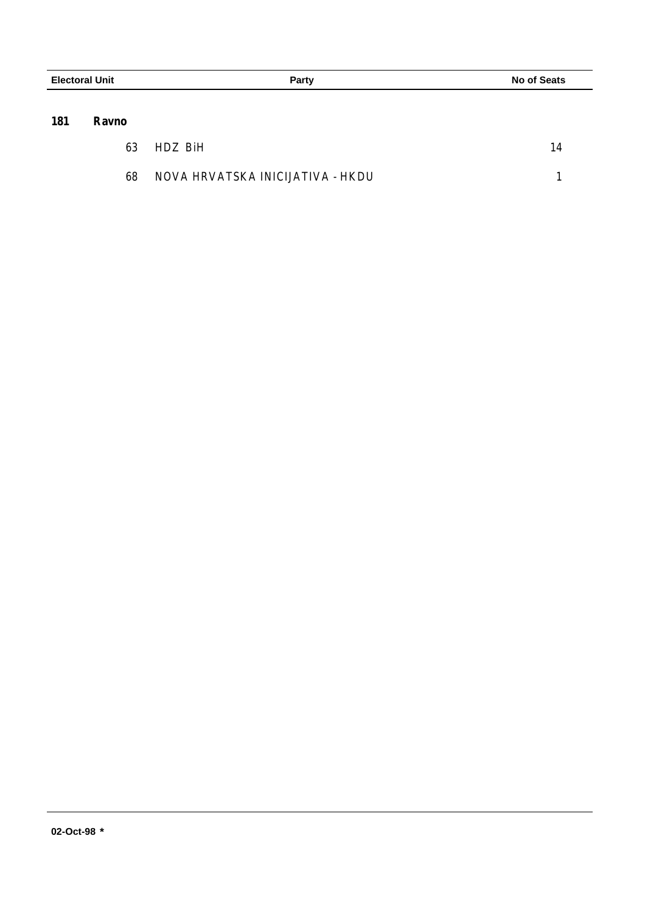| Electoral Unit | | Party | No of Seats |
|---|---|---|---|
| **181** | **Ravno** | | |
| | 63 | HDZ BiH | 14 |
| | 68 | NOVA HRVATSKA INICIJATIVA - HKDU | 1 |

**02-Oct-98 ***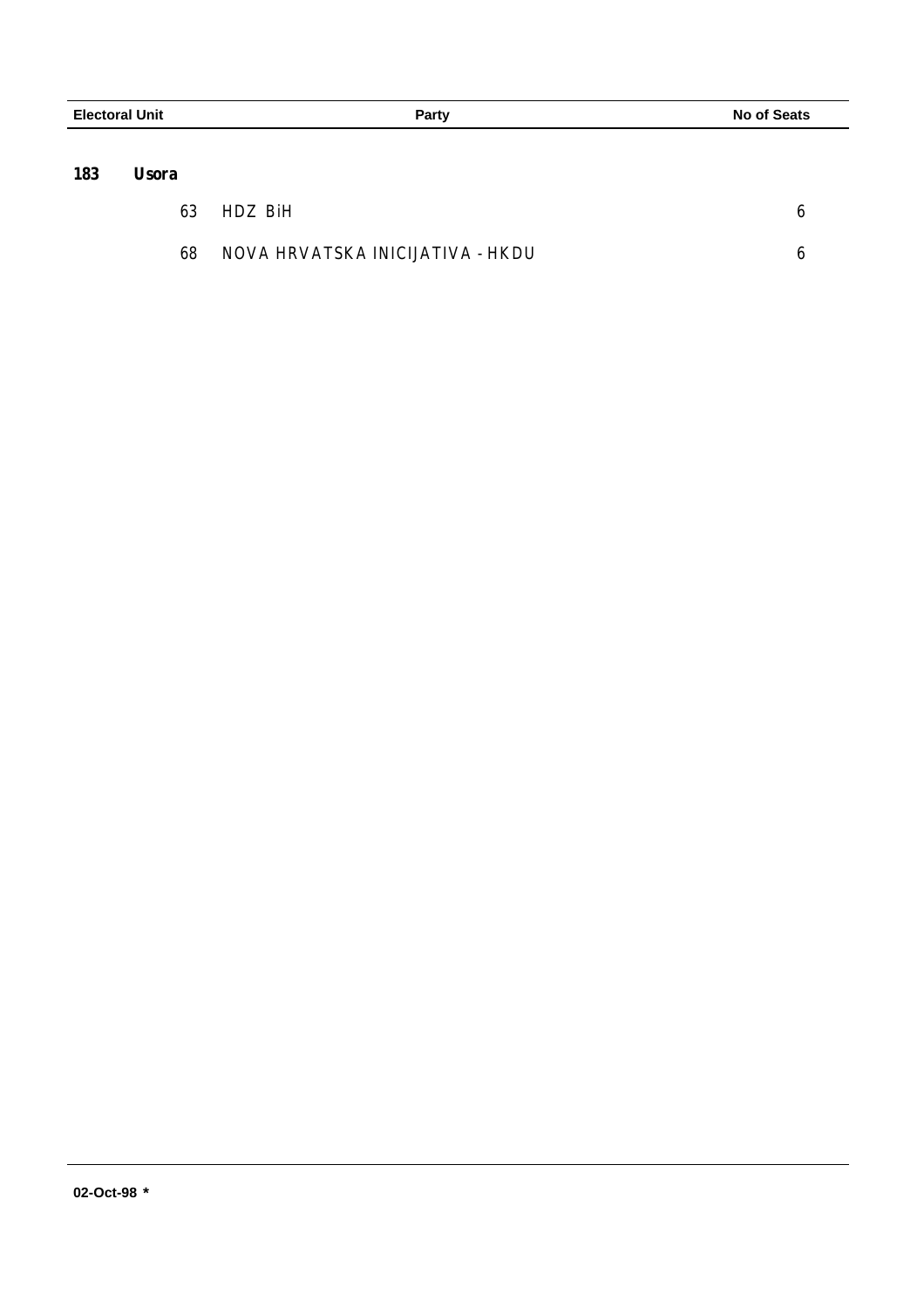| Electoral Unit | | Party | No of Seats |
|---|---|---|---|
| **183** | **Usora** | | |
| | 63 | HDZ BiH | 6 |
| | 68 | NOVA HRVATSKA INICIJATIVA - HKDU | 6 |

**02-Oct-98 ***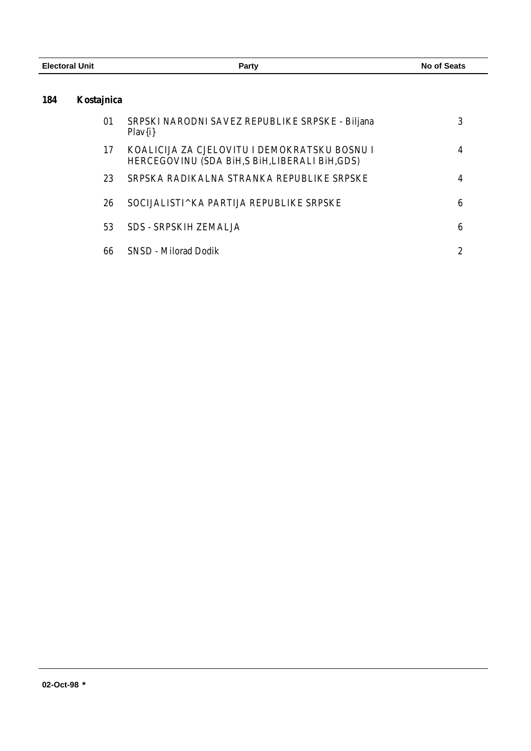| Electoral Unit | | Party | No of Seats |
|---|---|---|---|
| **184** | **Kostajnica** | | |
| | 01 | SRPSKI NARODNI SAVEZ REPUBLIKE SRPSKE - Biljana Plav{i} | 3 |
| | 17 | KOALICIJA ZA CJELOVITU I DEMOKRATSKU BOSNU I HERCEGOVINU (SDA BiH,S BiH,LIBERALI BiH,GDS) | 4 |
| | 23 | SRPSKA RADIKALNA STRANKA REPUBLIKE SRPSKE | 4 |
| | 26 | SOCIJALISTI^KA PARTIJA REPUBLIKE SRPSKE | 6 |
| | 53 | SDS - SRPSKIH ZEMALJA | 6 |
| | 66 | SNSD - Milorad Dodik | 2 |

02-Oct-98 *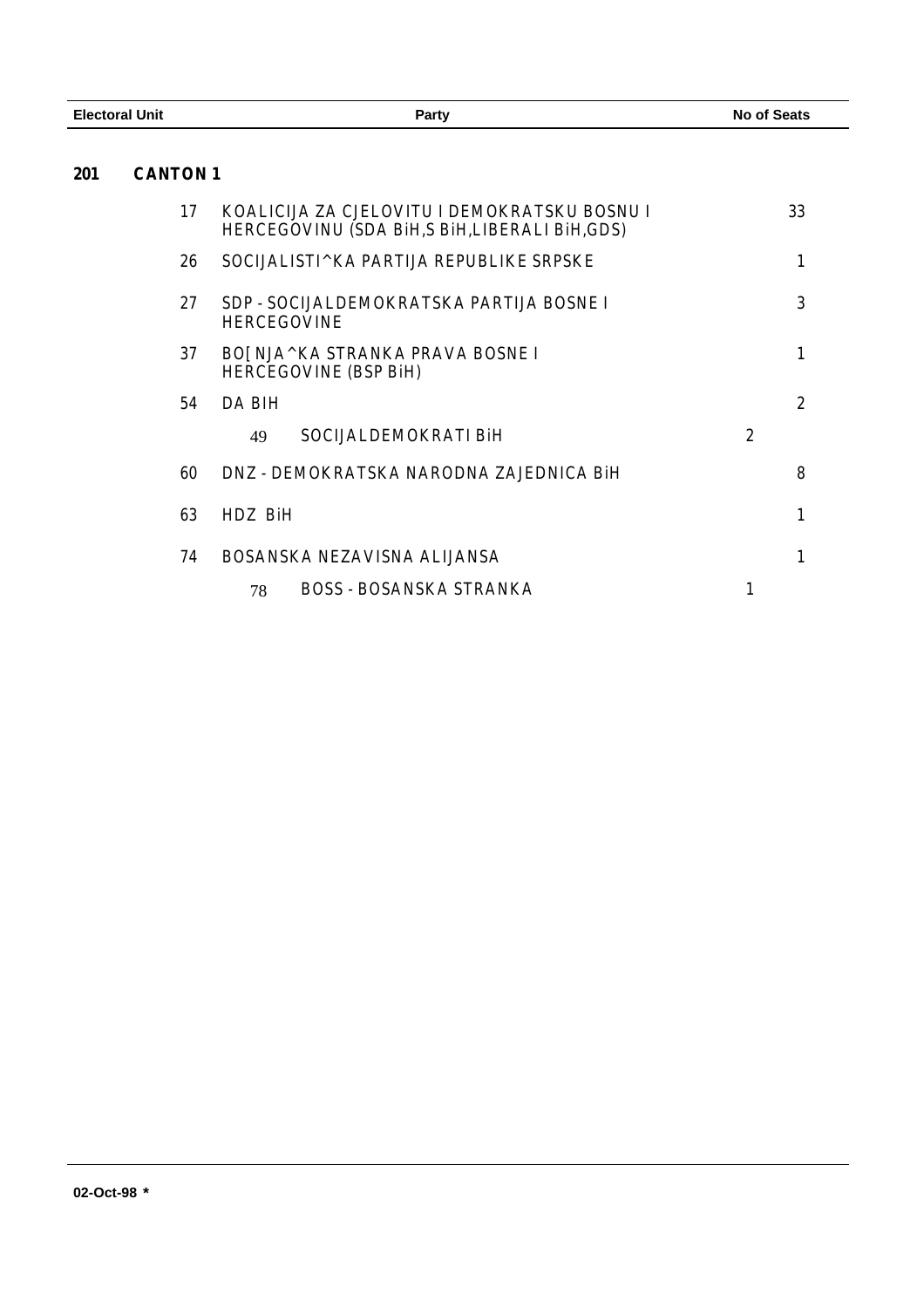| Electoral Unit | Party | No of Seats |
|---|---|---|
| **201 CANTON 1** | | |
| 17 | KOALICIJA ZA CJELOVITU I DEMOKRATSKU BOSNU I HERCEGOVINU (SDA BiH,S BiH,LIBERALI BiH,GDS) | 33 |
| 26 | SOCIJALISTI^KA PARTIJA REPUBLIKE SRPSKE | 1 |
| 27 | SDP - SOCIJALDEMOKRATSKA PARTIJA BOSNE I HERCEGOVINE | 3 |
| 37 | BO[NJA^KA STRANKA PRAVA BOSNE I HERCEGOVINE (BSP BiH) | 1 |
| 54 | DA BIH | 2 |
| 49 | SOCIJALDEMOKRATI BiH | 2 |
| 60 | DNZ - DEMOKRATSKA NARODNA ZAJEDNICA BiH | 8 |
| 63 | HDZ BiH | 1 |
| 74 | BOSANSKA NEZAVISNA ALIJANSA | 1 |
| 78 | BOSS - BOSANSKA STRANKA | 1 |

02-Oct-98 *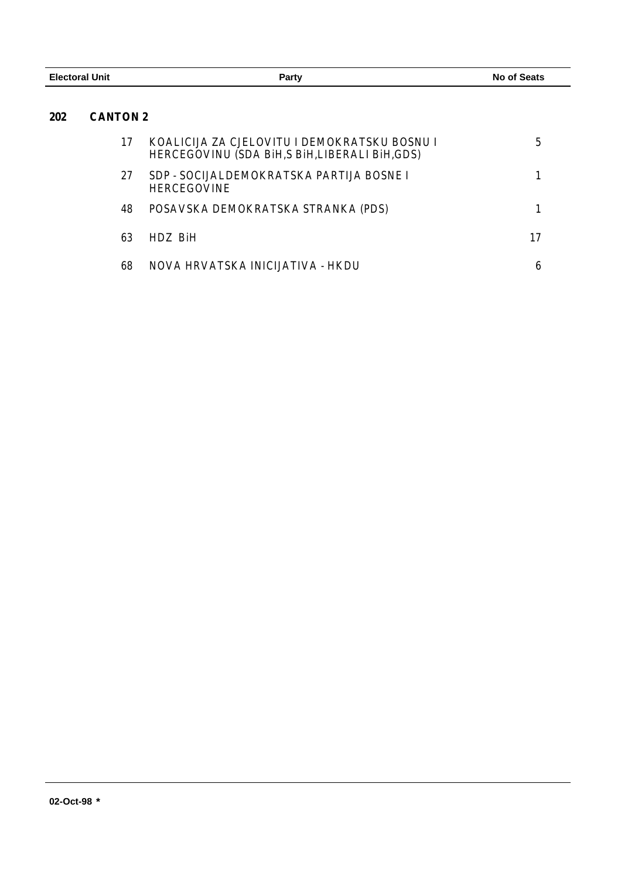| Electoral Unit | | Party | No of Seats |
|---|---|---|---|
| **202** | **CANTON 2** | | |
| | 17 | KOALICIJA ZA CJELOVITU I DEMOKRATSKU BOSNU I HERCEGOVINU (SDA BiH,S BiH,LIBERALI BiH,GDS) | 5 |
| | 27 | SDP - SOCIJALDEMOKRATSKA PARTIJA BOSNE I HERCEGOVINE | 1 |
| | 48 | POSAVSKA DEMOKRATSKA STRANKA (PDS) | 1 |
| | 63 | HDZ BiH | 17 |
| | 68 | NOVA HRVATSKA INICIJATIVA - HKDU | 6 |

02-Oct-98 *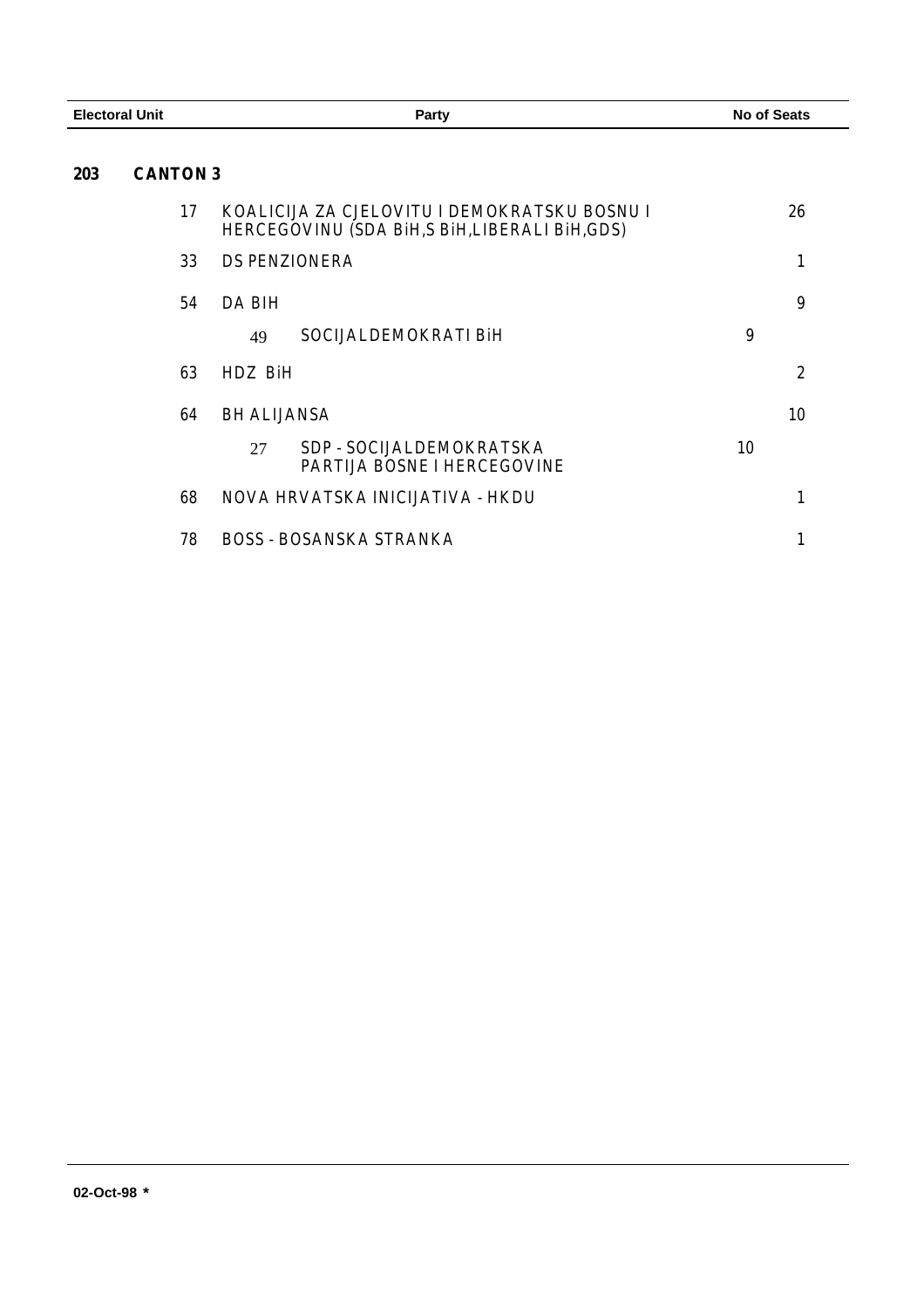| Electoral Unit | | Party | | No of Seats |
|---|---|---|---|---|
| **203** | **CANTON 3** | | | |
| | 17 | KOALICIJA ZA CJELOVITU I DEMOKRATSKU BOSNU I HERCEGOVINU (SDA BiH,S BiH,LIBERALI BiH,GDS) | | 26 |
| | 33 | DS PENZIONERA | | 1 |
| | 54 | DA BIH | | 9 |
| | | 49 SOCIJALDEMOKRATI BiH | 9 | |
| | 63 | HDZ BiH | | 2 |
| | 64 | BH ALIJANSA | | 10 |
| | | 27 SDP - SOCIJALDEMOKRATSKA PARTIJA BOSNE I HERCEGOVINE | 10 | |
| | 68 | NOVA HRVATSKA INICIJATIVA - HKDU | | 1 |
| | 78 | BOSS - BOSANSKA STRANKA | | 1 |

02-Oct-98 *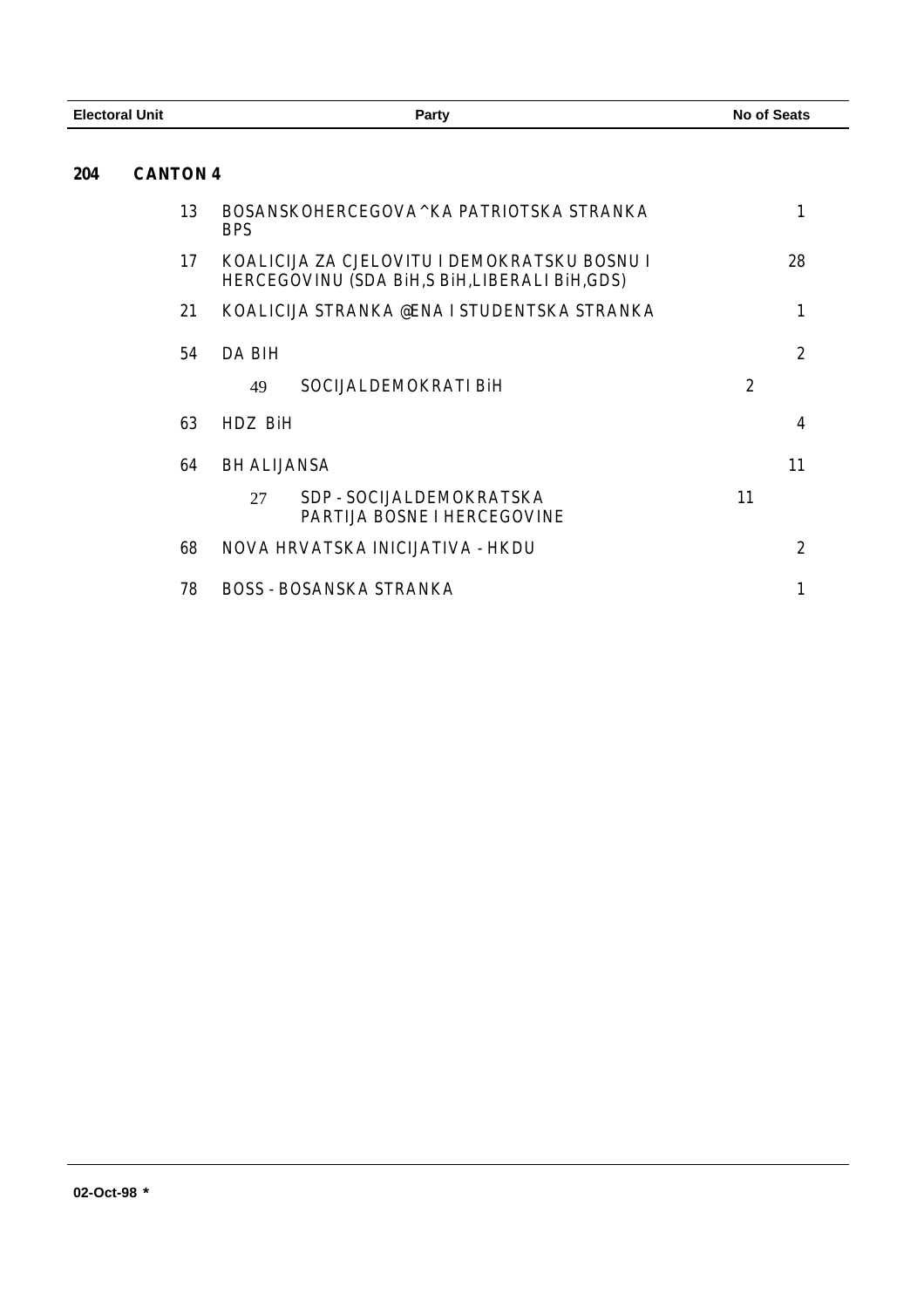| Electoral Unit | Party | No of Seats |
|---|---|---|

**204 CANTON 4**

| | Party | | |
|---|---|---|---|
| 13 | BOSANSKOHERCEGOVA^KA PATRIOTSKA STRANKA BPS | | 1 |
| 17 | KOALICIJA ZA CJELOVITU I DEMOKRATSKU BOSNU I HERCEGOVINU (SDA BiH,S BiH,LIBERALI BiH,GDS) | | 28 |
| 21 | KOALICIJA STRANKA @ENA I STUDENTSKA STRANKA | | 1 |
| 54 | DA BIH | | 2 |
| | 49 SOCIJALDEMOKRATI BiH | 2 | |
| 63 | HDZ BiH | | 4 |
| 64 | BH ALIJANSA | | 11 |
| | 27 SDP - SOCIJALDEMOKRATSKA PARTIJA BOSNE I HERCEGOVINE | 11 | |
| 68 | NOVA HRVATSKA INICIJATIVA - HKDU | | 2 |
| 78 | BOSS - BOSANSKA STRANKA | | 1 |

02-Oct-98 *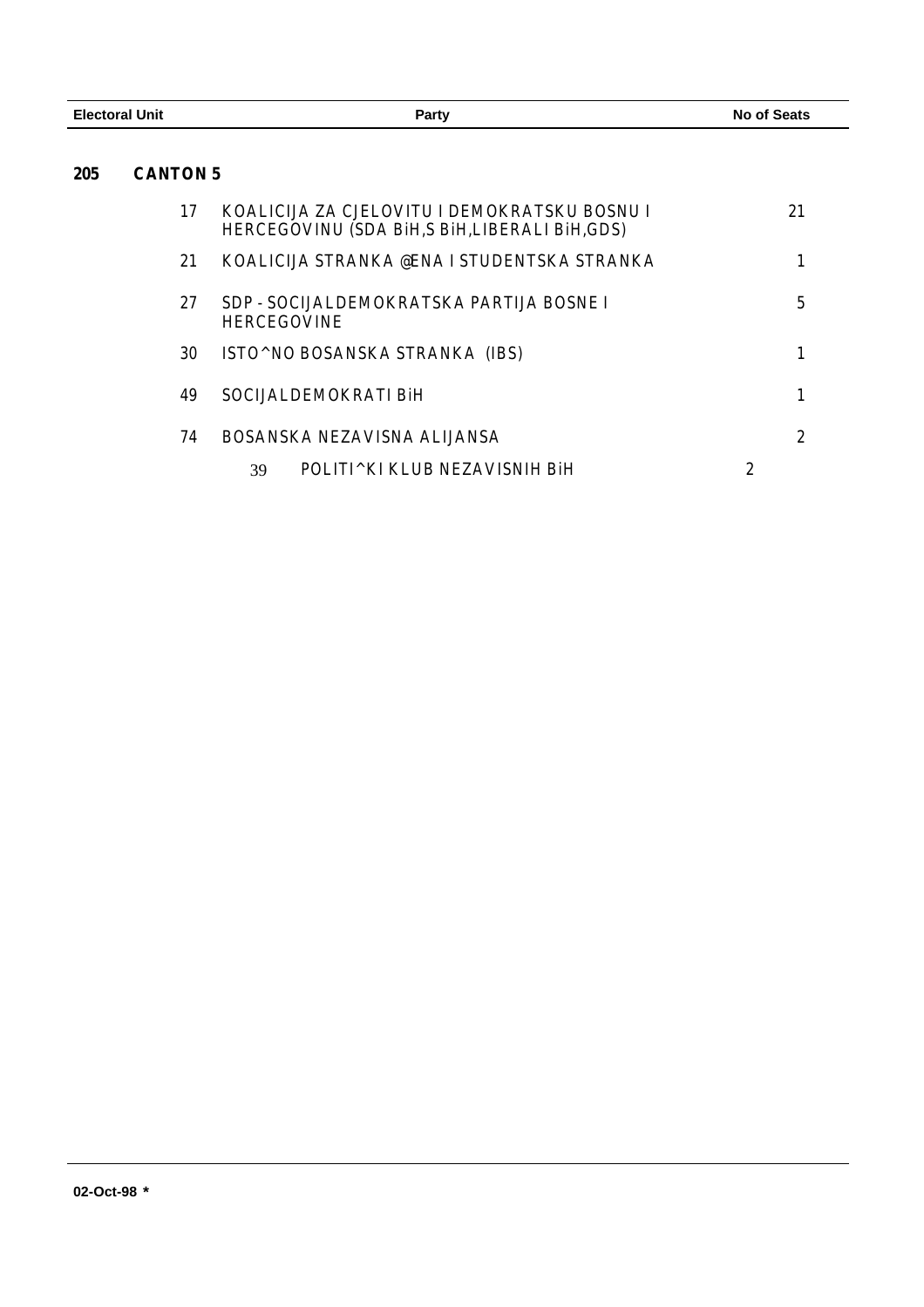| Electoral Unit | | Party | No of Seats |
|---|---|---|---|
| **205** | **CANTON 5** | | |
| | 17 | KOALICIJA ZA CJELOVITU I DEMOKRATSKU BOSNU I HERCEGOVINU (SDA BiH,S BiH,LIBERALI BiH,GDS) | 21 |
| | 21 | KOALICIJA STRANKA @ENA I STUDENTSKA STRANKA | 1 |
| | 27 | SDP - SOCIJALDEMOKRATSKA PARTIJA BOSNE I HERCEGOVINE | 5 |
| | 30 | ISTO^NO BOSANSKA STRANKA (IBS) | 1 |
| | 49 | SOCIJALDEMOKRATI BiH | 1 |
| | 74 | BOSANSKA NEZAVISNA ALIJANSA | 2 |
| | 39 | POLITI^KI KLUB NEZAVISNIH BiH | 2 |

02-Oct-98 *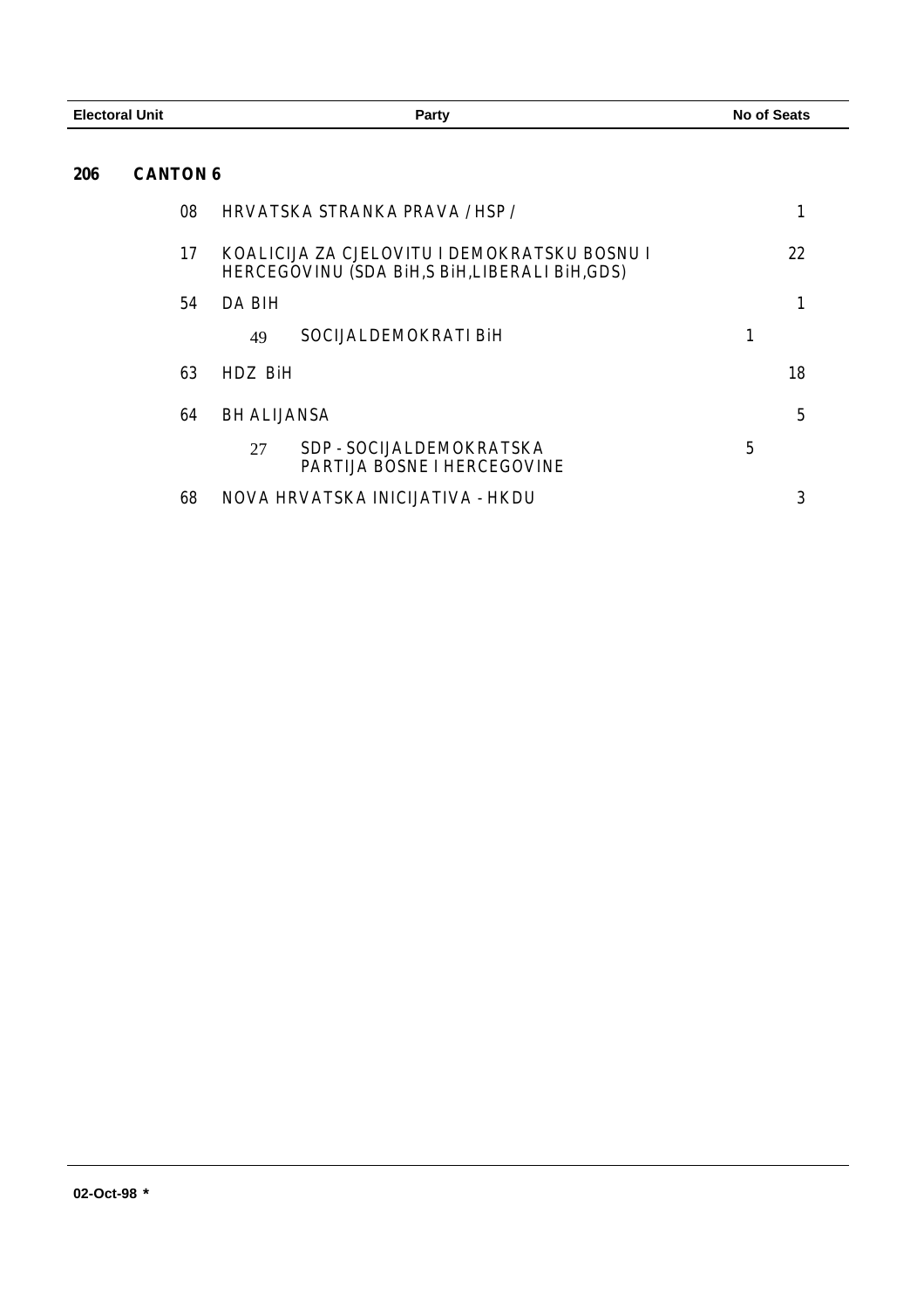| Electoral Unit | Party | No of Seats |
|---|---|---|
| **206** **CANTON 6** | | |
| 08 | HRVATSKA STRANKA PRAVA / HSP / | 1 |
| 17 | KOALICIJA ZA CJELOVITU I DEMOKRATSKU BOSNU I HERCEGOVINU (SDA BiH,S BiH,LIBERALI BiH,GDS) | 22 |
| 54 | DA BIH | 1 |
| | 49 SOCIJALDEMOKRATI BiH | 1 |
| 63 | HDZ BiH | 18 |
| 64 | BH ALIJANSA | 5 |
| | 27 SDP - SOCIJALDEMOKRATSKA PARTIJA BOSNE I HERCEGOVINE | 5 |
| 68 | NOVA HRVATSKA INICIJATIVA - HKDU | 3 |

02-Oct-98 *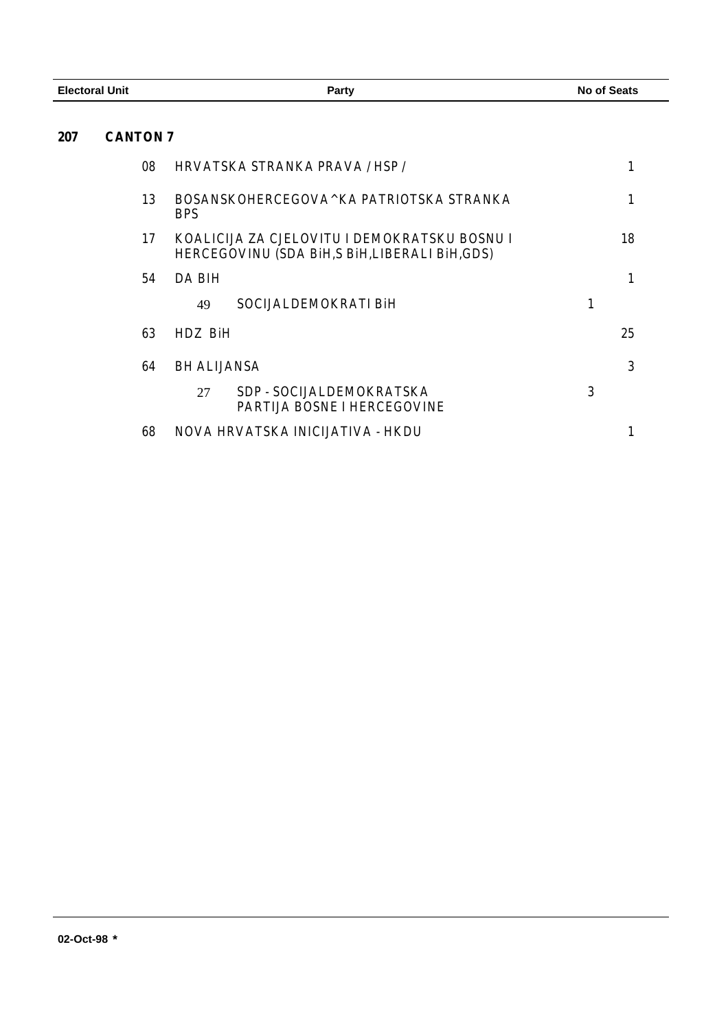| Electoral Unit | | Party | | No of Seats |
|---|---|---|---|---|
| **207** | **CANTON 7** | | | |
| | 08 | HRVATSKA STRANKA PRAVA / HSP / | | 1 |
| | 13 | BOSANSKOHERCEGOVA^KA PATRIOTSKA STRANKA BPS | | 1 |
| | 17 | KOALICIJA ZA CJELOVITU I DEMOKRATSKU BOSNU I HERCEGOVINU (SDA BiH,S BiH,LIBERALI BiH,GDS) | | 18 |
| | 54 | DA BIH | | 1 |
| | | 49 SOCIJALDEMOKRATI BiH | 1 | |
| | 63 | HDZ BiH | | 25 |
| | 64 | BH ALIJANSA | | 3 |
| | | 27 SDP - SOCIJALDEMOKRATSKA PARTIJA BOSNE I HERCEGOVINE | 3 | |
| | 68 | NOVA HRVATSKA INICIJATIVA - HKDU | | 1 |

02-Oct-98 *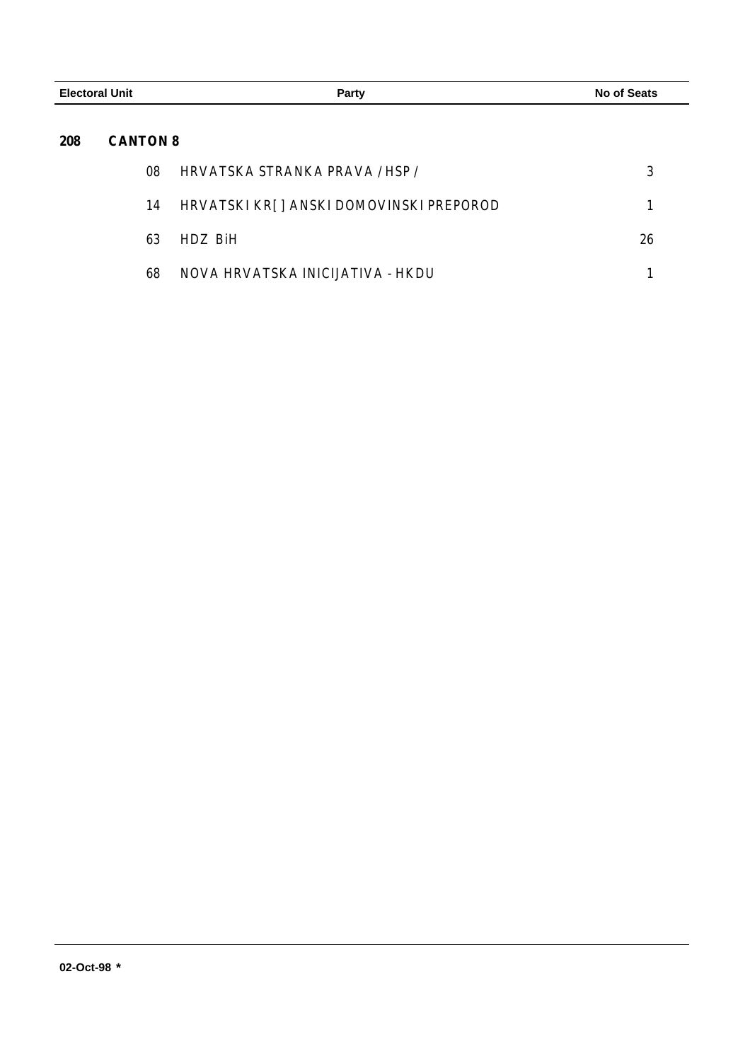| Electoral Unit | | Party | No of Seats |
|---|---|---|---|
| **208** | **CANTON 8** | | |
| | 08 | HRVATSKA STRANKA PRAVA /HSP/ | 3 |
| | 14 | HRVATSKI KR[]ANSKI DOMOVINSKI PREPOROD | 1 |
| | 63 | HDZ BiH | 26 |
| | 68 | NOVA HRVATSKA INICIJATIVA - HKDU | 1 |

**02-Oct-98 \***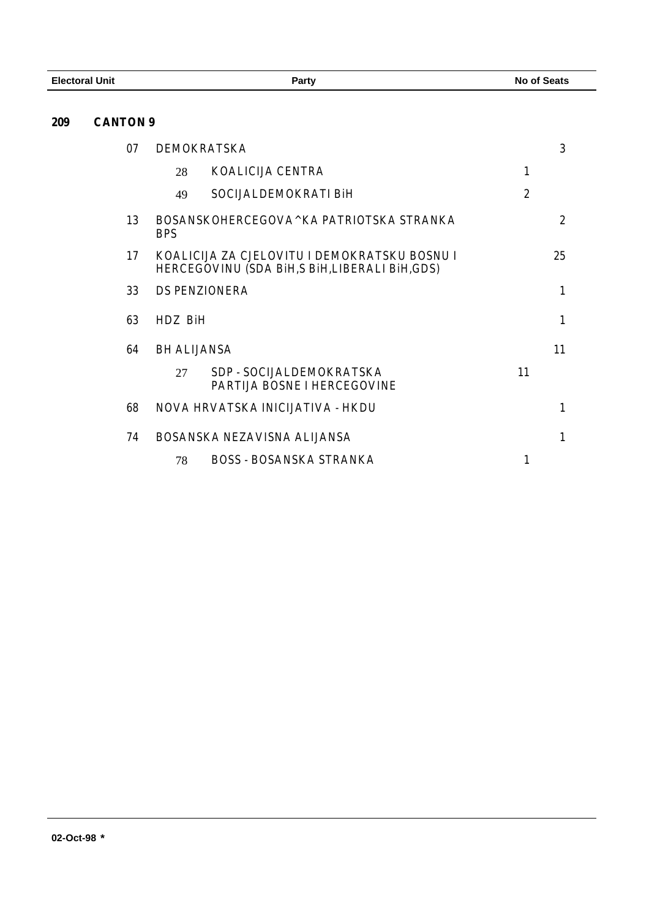| Electoral Unit | | | | Party | No of Seats | |
|---|---|---|---|---|---|---|
| **209** | **CANTON 9** | | | | | |
| | | 07 | | DEMOKRATSKA | | 3 |
| | | | 28 | KOALICIJA CENTRA | 1 | |
| | | | 49 | SOCIJALDEMOKRATI BiH | 2 | |
| | | 13 | | BOSANSKOHERCEGOVA^KA PATRIOTSKA STRANKA BPS | | 2 |
| | | 17 | | KOALICIJA ZA CJELOVITU I DEMOKRATSKU BOSNU I HERCEGOVINU (SDA BiH,S BiH,LIBERALI BiH,GDS) | | 25 |
| | | 33 | | DS PENZIONERA | | 1 |
| | | 63 | | HDZ BiH | | 1 |
| | | 64 | | BH ALIJANSA | | 11 |
| | | | 27 | SDP - SOCIJALDEMOKRATSKA PARTIJA BOSNE I HERCEGOVINE | 11 | |
| | | 68 | | NOVA HRVATSKA INICIJATIVA - HKDU | | 1 |
| | | 74 | | BOSANSKA NEZAVISNA ALIJANSA | | 1 |
| | | | 78 | BOSS - BOSANSKA STRANKA | 1 | |

02-Oct-98 *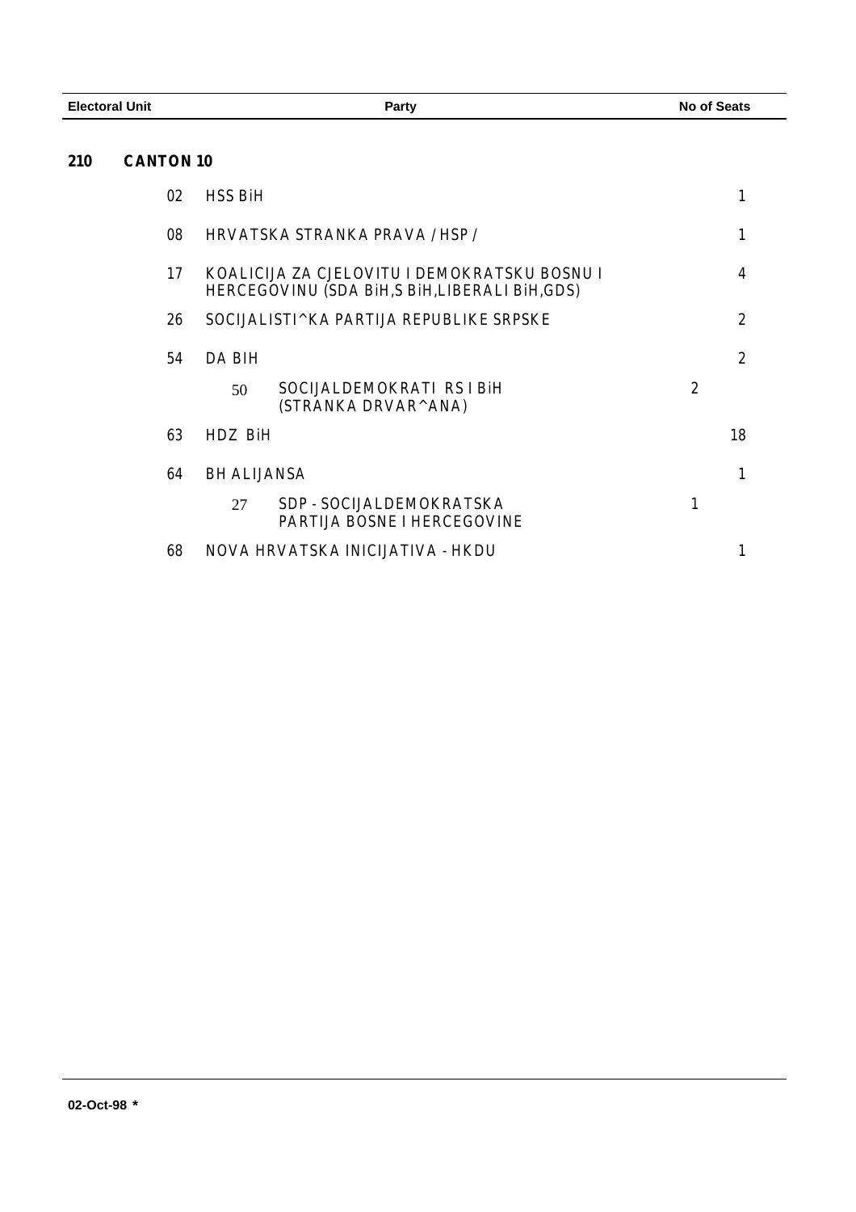| Electoral Unit | | Party | | No of Seats |
|---|---|---|---|---|
| **210** | **CANTON 10** | | | |
| | 02 | HSS BiH | | 1 |
| | 08 | HRVATSKA STRANKA PRAVA / HSP / | | 1 |
| | 17 | KOALICIJA ZA CJELOVITU I DEMOKRATSKU BOSNU I HERCEGOVINU (SDA BiH,S BiH,LIBERALI BiH,GDS) | | 4 |
| | 26 | SOCIJALISTI^KA PARTIJA REPUBLIKE SRPSKE | | 2 |
| | 54 | DA BIH | | 2 |
| | | 50 SOCIJALDEMOKRATI RS I BiH (STRANKA DRVAR^ANA) | 2 | |
| | 63 | HDZ BiH | | 18 |
| | 64 | BH ALIJANSA | | 1 |
| | | 27 SDP - SOCIJALDEMOKRATSKA PARTIJA BOSNE I HERCEGOVINE | 1 | |
| | 68 | NOVA HRVATSKA INICIJATIVA - HKDU | | 1 |

02-Oct-98 *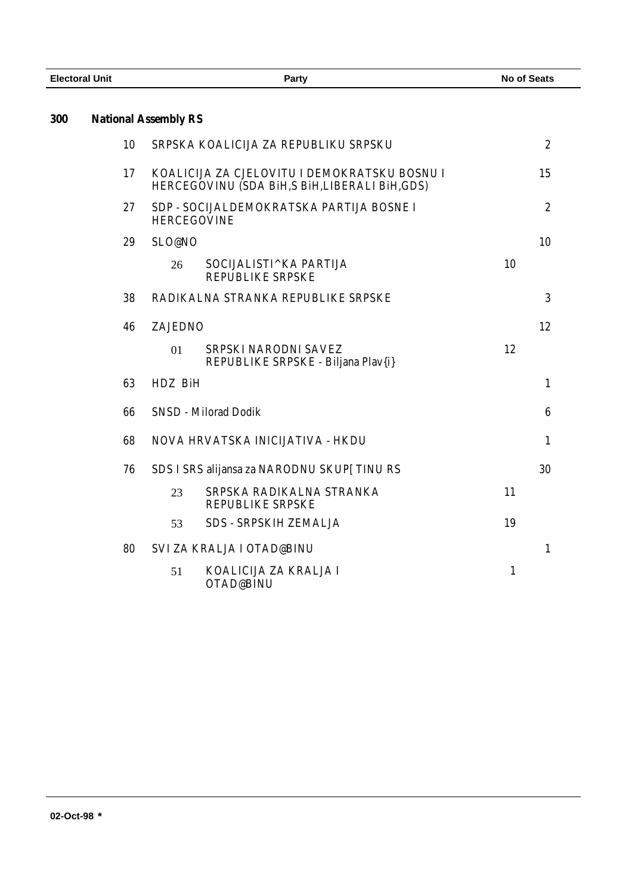| Electoral Unit | Party | | | No of Seats |
|---|---|---|---|---|
| **300** | **National Assembly RS** | | | |
| 10 | SRPSKA KOALICIJA ZA REPUBLIKU SRPSKU | | | 2 |
| 17 | KOALICIJA ZA CJELOVITU I DEMOKRATSKU BOSNU I HERCEGOVINU (SDA BiH,S BiH,LIBERALI BiH,GDS) | | | 15 |
| 27 | SDP - SOCIJALDEMOKRATSKA PARTIJA BOSNE I HERCEGOVINE | | | 2 |
| 29 | SLO@NO | | | 10 |
| | 26 | SOCIJALISTI^KA PARTIJA REPUBLIKE SRPSKE | 10 | |
| 38 | RADIKALNA STRANKA REPUBLIKE SRPSKE | | | 3 |
| 46 | ZAJEDNO | | | 12 |
| | 01 | SRPSKI NARODNI SAVEZ REPUBLIKE SRPSKE - Biljana Plav{i} | 12 | |
| 63 | HDZ BiH | | | 1 |
| 66 | SNSD - Milorad Dodik | | | 6 |
| 68 | NOVA HRVATSKA INICIJATIVA - HKDU | | | 1 |
| 76 | SDS I SRS alijansa za NARODNU SKUP[TINU RS | | | 30 |
| | 23 | SRPSKA RADIKALNA STRANKA REPUBLIKE SRPSKE | 11 | |
| | 53 | SDS - SRPSKIH ZEMALJA | 19 | |
| 80 | SVI ZA KRALJA I OTAD@BINU | | | 1 |
| | 51 | KOALICIJA ZA KRALJA I OTAD@BINU | 1 | |

02-Oct-98 *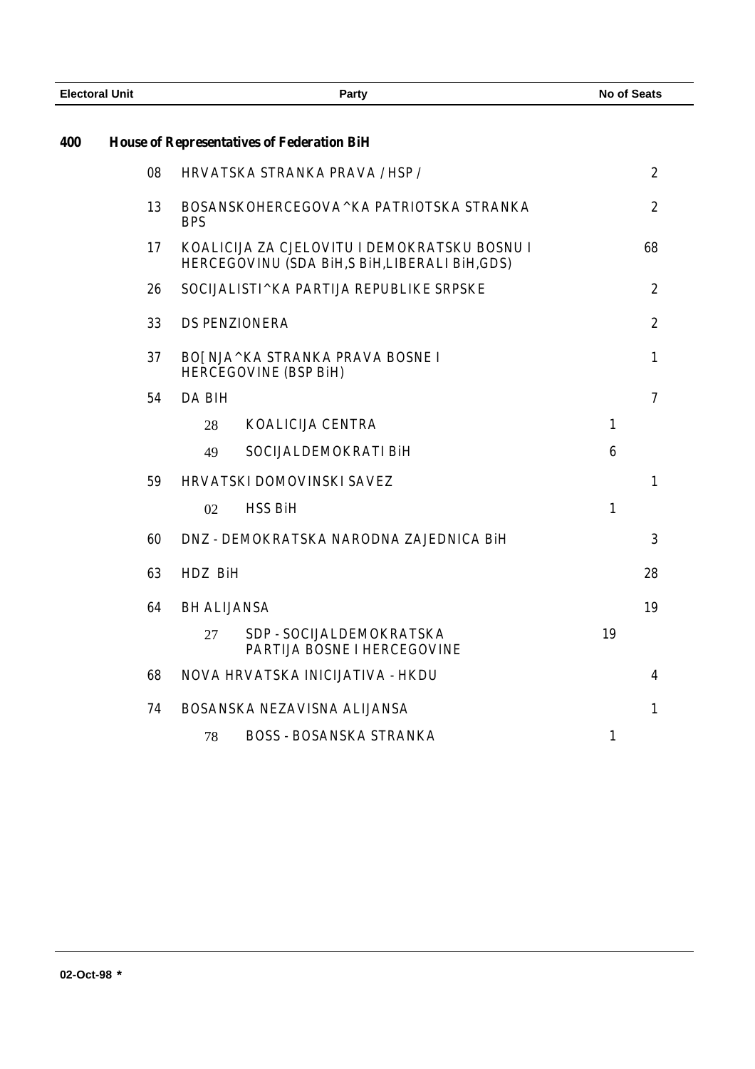| Electoral Unit | | Party | | No of Seats | |
|---|---|---|---|---|---|
| **400** | **House of Representatives of Federation BiH** | | | | |
| | 08 | HRVATSKA STRANKA PRAVA / HSP / | | | 2 |
| | 13 | BOSANSKOHERCEGOVA^KA PATRIOTSKA STRANKA BPS | | | 2 |
| | 17 | KOALICIJA ZA CJELOVITU I DEMOKRATSKU BOSNU I HERCEGOVINU (SDA BiH,S BiH,LIBERALI BiH,GDS) | | | 68 |
| | 26 | SOCIJALISTI^KA PARTIJA REPUBLIKE SRPSKE | | | 2 |
| | 33 | DS PENZIONERA | | | 2 |
| | 37 | BO[NJA^KA STRANKA PRAVA BOSNE I HERCEGOVINE (BSP BiH) | | | 1 |
| | 54 | DA BIH | | | 7 |
| | | 28 | KOALICIJA CENTRA | 1 | |
| | | 49 | SOCIJALDEMOKRATI BiH | 6 | |
| | 59 | HRVATSKI DOMOVINSKI SAVEZ | | | 1 |
| | | 02 | HSS BiH | 1 | |
| | 60 | DNZ - DEMOKRATSKA NARODNA ZAJEDNICA BiH | | | 3 |
| | 63 | HDZ BiH | | | 28 |
| | 64 | BH ALIJANSA | | | 19 |
| | | 27 | SDP - SOCIJALDEMOKRATSKA PARTIJA BOSNE I HERCEGOVINE | 19 | |
| | 68 | NOVA HRVATSKA INICIJATIVA - HKDU | | | 4 |
| | 74 | BOSANSKA NEZAVISNA ALIJANSA | | | 1 |
| | | 78 | BOSS - BOSANSKA STRANKA | 1 | |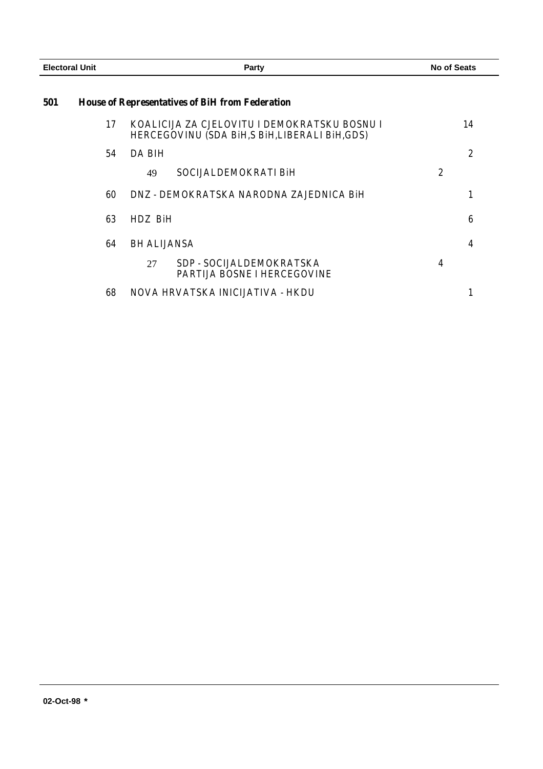| Electoral Unit | | Party | | | No of Seats |
|---|---|---|---|---|---|
| **501** | **House of Representatives of BiH from Federation** | | | | |
| | 17 | KOALICIJA ZA CJELOVITU I DEMOKRATSKU BOSNU I HERCEGOVINU (SDA BiH,S BiH,LIBERALI BiH,GDS) | | | 14 |
| | 54 | DA BIH | | | 2 |
| | | 49 | SOCIJALDEMOKRATI BiH | 2 | |
| | 60 | DNZ - DEMOKRATSKA NARODNA ZAJEDNICA BiH | | | 1 |
| | 63 | HDZ BiH | | | 6 |
| | 64 | BH ALIJANSA | | | 4 |
| | | 27 | SDP - SOCIJALDEMOKRATSKA PARTIJA BOSNE I HERCEGOVINE | 4 | |
| | 68 | NOVA HRVATSKA INICIJATIVA - HKDU | | | 1 |

02-Oct-98 *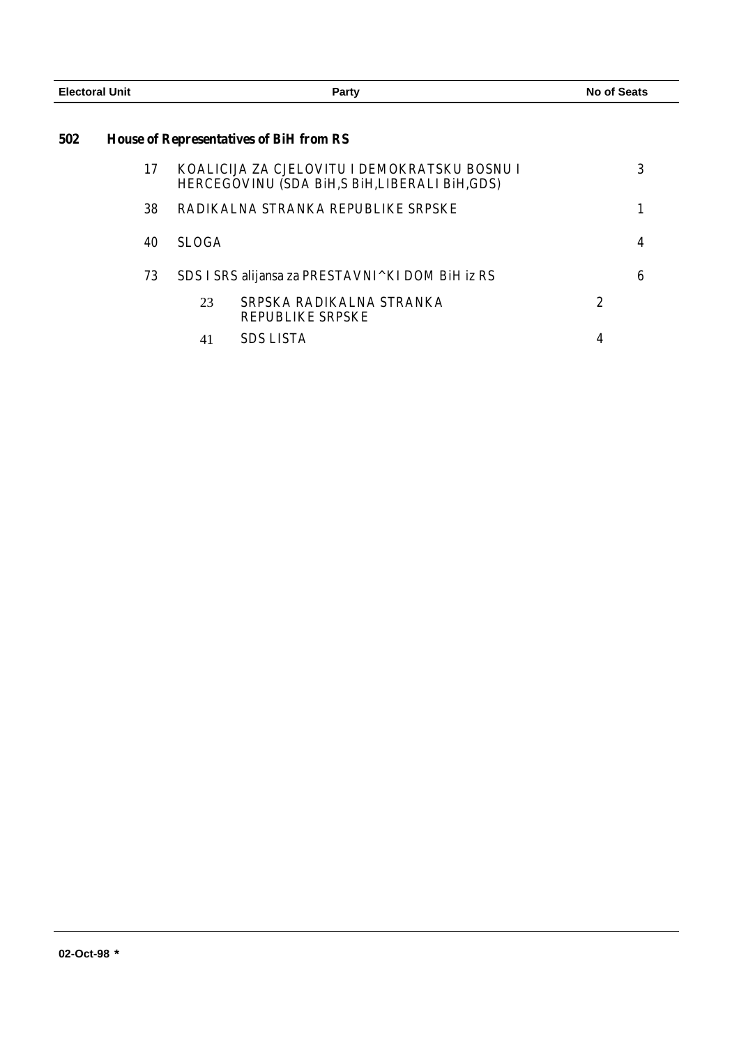| Electoral Unit | Party | | | No of Seats |
|---|---|---|---|---|
| **502** | ***House of Representatives of BiH from RS*** | | | |
| | 17 | KOALICIJA ZA CJELOVITU I DEMOKRATSKU BOSNU I HERCEGOVINU (SDA BiH,S BiH,LIBERALI BiH,GDS) | | 3 |
| | 38 | RADIKALNA STRANKA REPUBLIKE SRPSKE | | 1 |
| | 40 | SLOGA | | 4 |
| | 73 | SDS I SRS alijansa za PRESTAVNI^KI DOM BiH iz RS | | 6 |
| | | 23 SRPSKA RADIKALNA STRANKA REPUBLIKE SRPSKE | 2 | |
| | | 41 SDS LISTA | 4 | |

02-Oct-98 *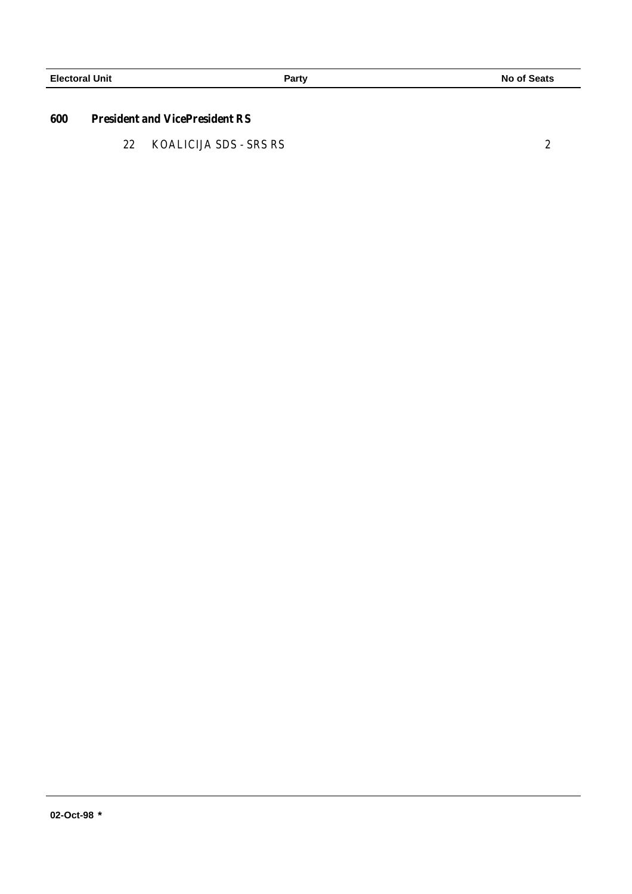| Electoral Unit | Party | No of Seats |
|---|---|---|
| **600** | **President and VicePresident RS** | |
| | 22 KOALICIJA SDS - SRS RS | 2 |

02-Oct-98 *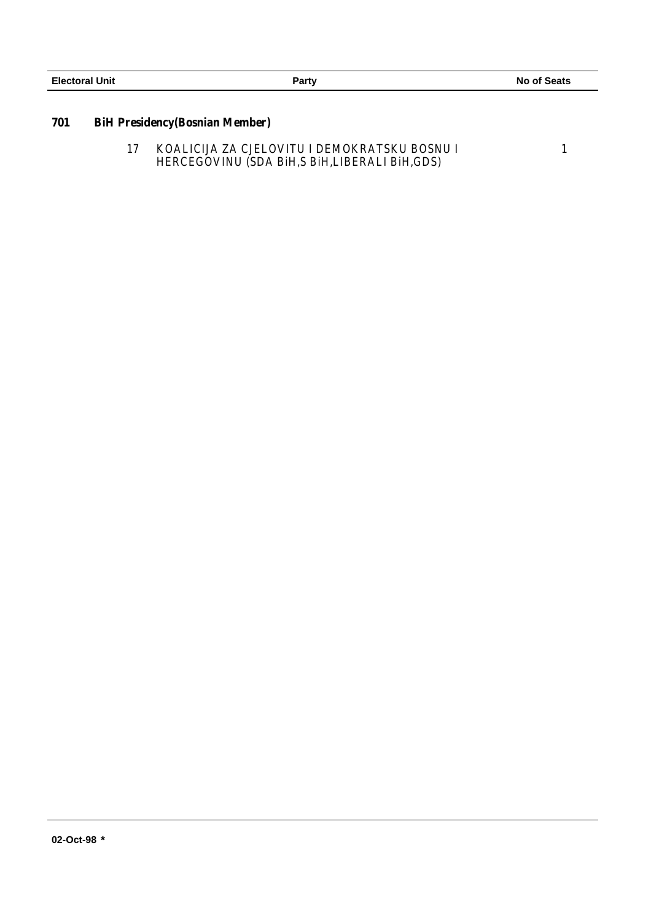| Electoral Unit | Party | No of Seats |
|---|---|---|

**701 BiH Presidency(Bosnian Member)**

| | Party | No of Seats |
|---|---|---|
| 17 | KOALICIJA ZA CJELOVITU I DEMOKRATSKU BOSNU I HERCEGOVINU (SDA BiH,S BiH,LIBERALI BiH,GDS) | 1 |

02-Oct-98 *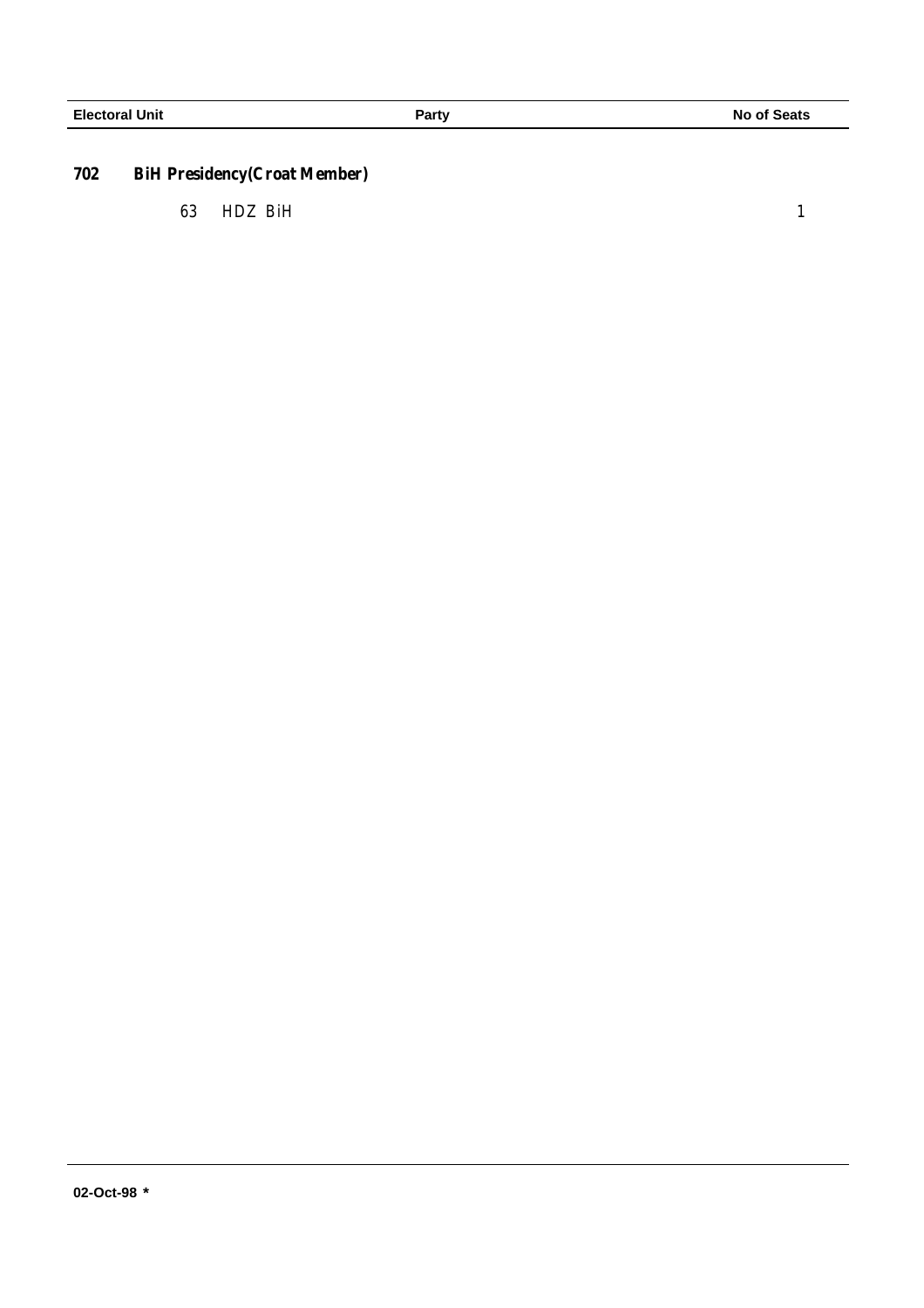| Electoral Unit | Party | No of Seats |
|---|---|---|

**702 BiH Presidency(Croat Member)**

| | | |
|---|---|---|
| 63 | HDZ BiH | 1 |

02-Oct-98 *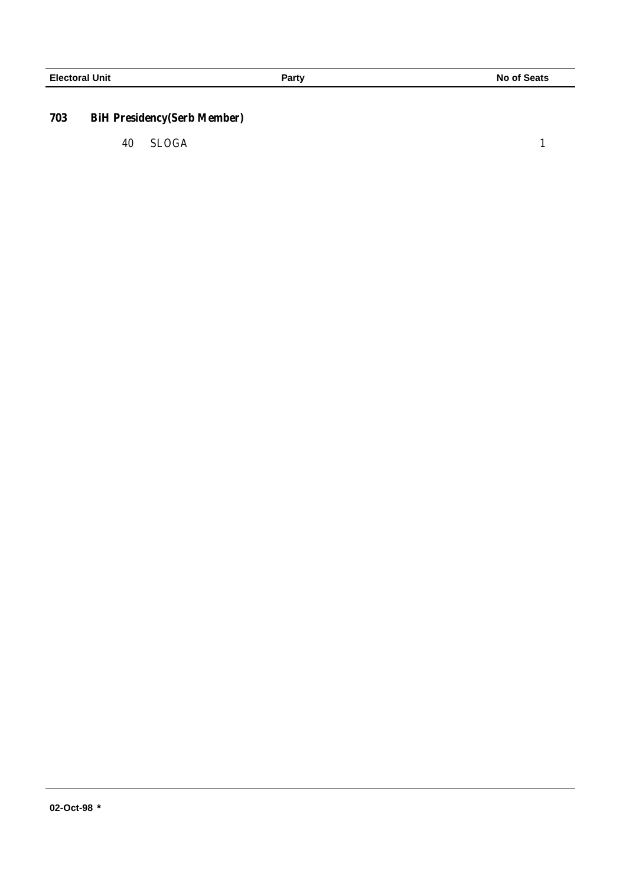| Electoral Unit | Party | No of Seats |
| --- | --- | --- |
| **703 BiH Presidency(Serb Member)** | | |
| | 40 SLOGA | 1 |

02-Oct-98 *